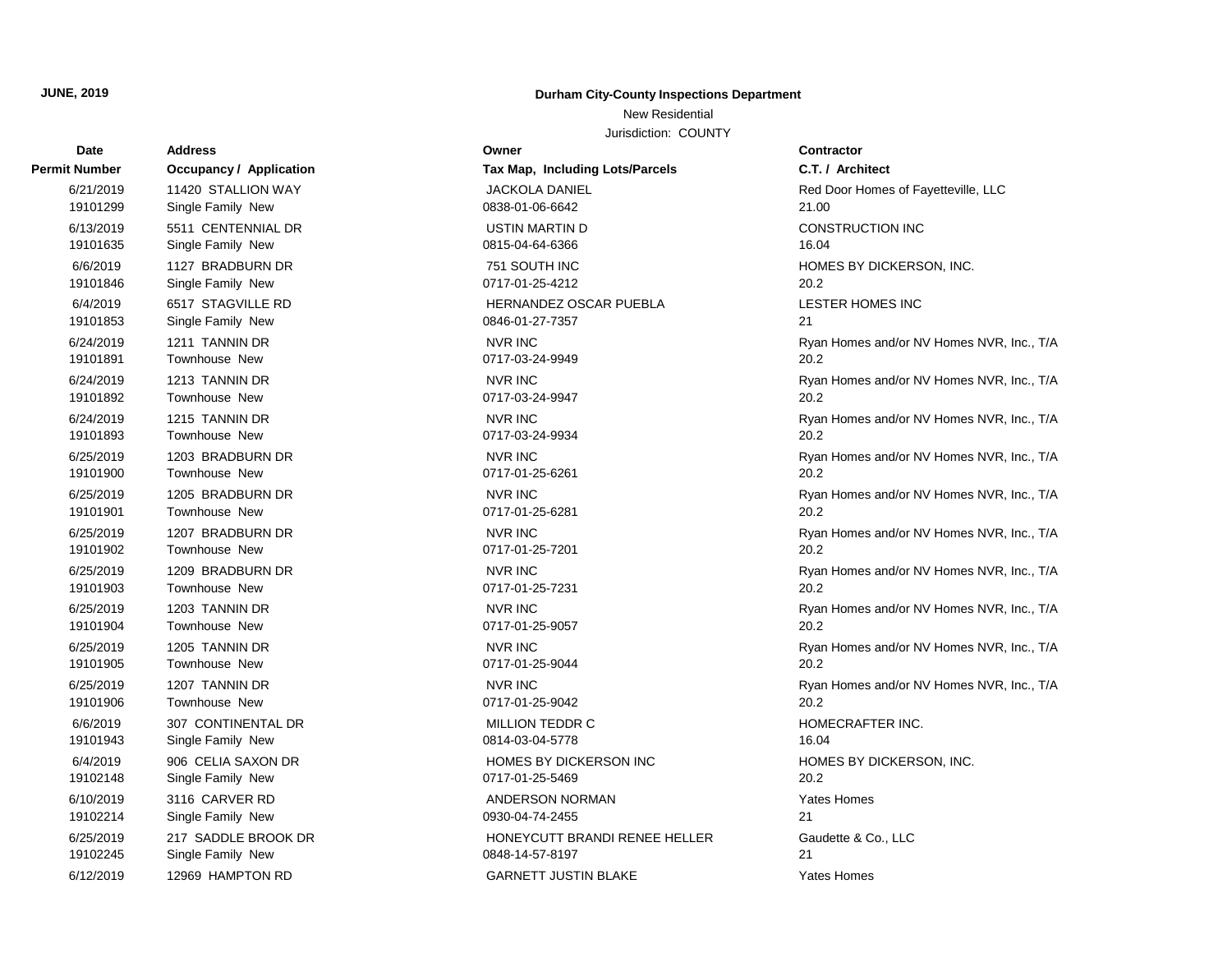**JUNE, 2019**

**Durham City-County Inspections Department**

New Residential

Jurisdiction: COUNTY

| Date / Permit Number | Address / Occupancy / Application | Owner / Tax Map, Including Lots/Parcels | Contractor / C.T. / Architect |
|---|---|---|---|
| 6/21/2019<br>19101299 | 11420 STALLION WAY<br>Single Family New | JACKOLA DANIEL<br>0838-01-06-6642 | Red Door Homes of Fayetteville, LLC<br>21.00 |
| 6/13/2019<br>19101635 | 5511 CENTENNIAL DR<br>Single Family New | USTIN MARTIN D<br>0815-04-64-6366 | CONSTRUCTION INC<br>16.04 |
| 6/6/2019<br>19101846 | 1127 BRADBURN DR<br>Single Family New | 751 SOUTH INC<br>0717-01-25-4212 | HOMES BY DICKERSON, INC.<br>20.2 |
| 6/4/2019<br>19101853 | 6517 STAGVILLE RD<br>Single Family New | HERNANDEZ OSCAR PUEBLA<br>0846-01-27-7357 | LESTER HOMES INC<br>21 |
| 6/24/2019<br>19101891 | 1211 TANNIN DR<br>Townhouse New | NVR INC<br>0717-03-24-9949 | Ryan Homes and/or NV Homes NVR, Inc., T/A<br>20.2 |
| 6/24/2019<br>19101892 | 1213 TANNIN DR<br>Townhouse New | NVR INC<br>0717-03-24-9947 | Ryan Homes and/or NV Homes NVR, Inc., T/A<br>20.2 |
| 6/24/2019<br>19101893 | 1215 TANNIN DR<br>Townhouse New | NVR INC<br>0717-03-24-9934 | Ryan Homes and/or NV Homes NVR, Inc., T/A<br>20.2 |
| 6/25/2019<br>19101900 | 1203 BRADBURN DR<br>Townhouse New | NVR INC<br>0717-01-25-6261 | Ryan Homes and/or NV Homes NVR, Inc., T/A<br>20.2 |
| 6/25/2019<br>19101901 | 1205 BRADBURN DR<br>Townhouse New | NVR INC<br>0717-01-25-6281 | Ryan Homes and/or NV Homes NVR, Inc., T/A<br>20.2 |
| 6/25/2019<br>19101902 | 1207 BRADBURN DR<br>Townhouse New | NVR INC<br>0717-01-25-7201 | Ryan Homes and/or NV Homes NVR, Inc., T/A<br>20.2 |
| 6/25/2019<br>19101903 | 1209 BRADBURN DR<br>Townhouse New | NVR INC<br>0717-01-25-7231 | Ryan Homes and/or NV Homes NVR, Inc., T/A<br>20.2 |
| 6/25/2019<br>19101904 | 1203 TANNIN DR<br>Townhouse New | NVR INC<br>0717-01-25-9057 | Ryan Homes and/or NV Homes NVR, Inc., T/A<br>20.2 |
| 6/25/2019<br>19101905 | 1205 TANNIN DR<br>Townhouse New | NVR INC<br>0717-01-25-9044 | Ryan Homes and/or NV Homes NVR, Inc., T/A<br>20.2 |
| 6/25/2019<br>19101906 | 1207 TANNIN DR<br>Townhouse New | NVR INC<br>0717-01-25-9042 | Ryan Homes and/or NV Homes NVR, Inc., T/A<br>20.2 |
| 6/6/2019<br>19101943 | 307 CONTINENTAL DR<br>Single Family New | MILLION TEDDR C<br>0814-03-04-5778 | HOMECRAFTER INC.<br>16.04 |
| 6/4/2019<br>19102148 | 906 CELIA SAXON DR<br>Single Family New | HOMES BY DICKERSON INC<br>0717-01-25-5469 | HOMES BY DICKERSON, INC.<br>20.2 |
| 6/10/2019<br>19102214 | 3116 CARVER RD<br>Single Family New | ANDERSON NORMAN<br>0930-04-74-2455 | Yates Homes<br>21 |
| 6/25/2019<br>19102245 | 217 SADDLE BROOK DR<br>Single Family New | HONEYCUTT BRANDI RENEE HELLER<br>0848-14-57-8197 | Gaudette & Co., LLC<br>21 |
| 6/12/2019 | 12969 HAMPTON RD | GARNETT JUSTIN BLAKE | Yates Homes |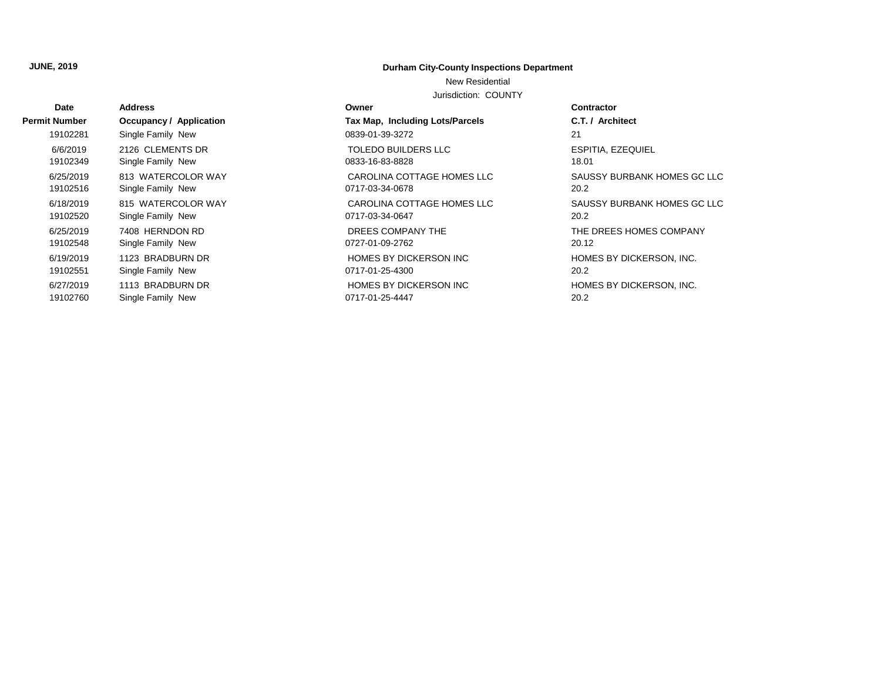**JUNE, 2019**

**Durham City-County Inspections Department**

New Residential

Jurisdiction: COUNTY

| Date | Address | Owner | Contractor |
|---|---|---|---|
| **Permit Number** | **Occupancy / Application** | **Tax Map, Including Lots/Parcels** | **C.T. / Architect** |
| 19102281 | Single Family New | 0839-01-39-3272 | 21 |
| 6/6/2019 | 2126 CLEMENTS DR | TOLEDO BUILDERS LLC | ESPITIA, EZEQUIEL |
| 19102349 | Single Family New | 0833-16-83-8828 | 18.01 |
| 6/25/2019 | 813 WATERCOLOR WAY | CAROLINA COTTAGE HOMES LLC | SAUSSY BURBANK HOMES GC LLC |
| 19102516 | Single Family New | 0717-03-34-0678 | 20.2 |
| 6/18/2019 | 815 WATERCOLOR WAY | CAROLINA COTTAGE HOMES LLC | SAUSSY BURBANK HOMES GC LLC |
| 19102520 | Single Family New | 0717-03-34-0647 | 20.2 |
| 6/25/2019 | 7408 HERNDON RD | DREES COMPANY THE | THE DREES HOMES COMPANY |
| 19102548 | Single Family New | 0727-01-09-2762 | 20.12 |
| 6/19/2019 | 1123 BRADBURN DR | HOMES BY DICKERSON INC | HOMES BY DICKERSON, INC. |
| 19102551 | Single Family New | 0717-01-25-4300 | 20.2 |
| 6/27/2019 | 1113 BRADBURN DR | HOMES BY DICKERSON INC | HOMES BY DICKERSON, INC. |
| 19102760 | Single Family New | 0717-01-25-4447 | 20.2 |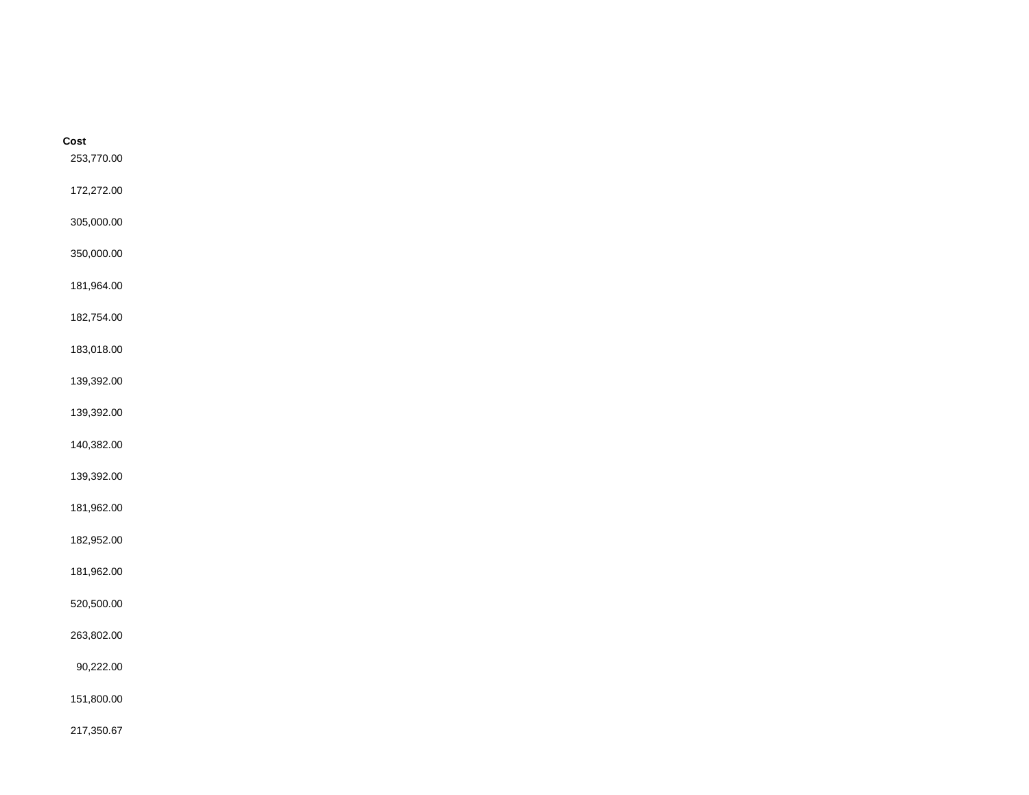| Cost |
| ---: |
| 253,770.00 |
| 172,272.00 |
| 305,000.00 |
| 350,000.00 |
| 181,964.00 |
| 182,754.00 |
| 183,018.00 |
| 139,392.00 |
| 139,392.00 |
| 140,382.00 |
| 139,392.00 |
| 181,962.00 |
| 182,952.00 |
| 181,962.00 |
| 520,500.00 |
| 263,802.00 |
| 90,222.00 |
| 151,800.00 |
| 217,350.67 |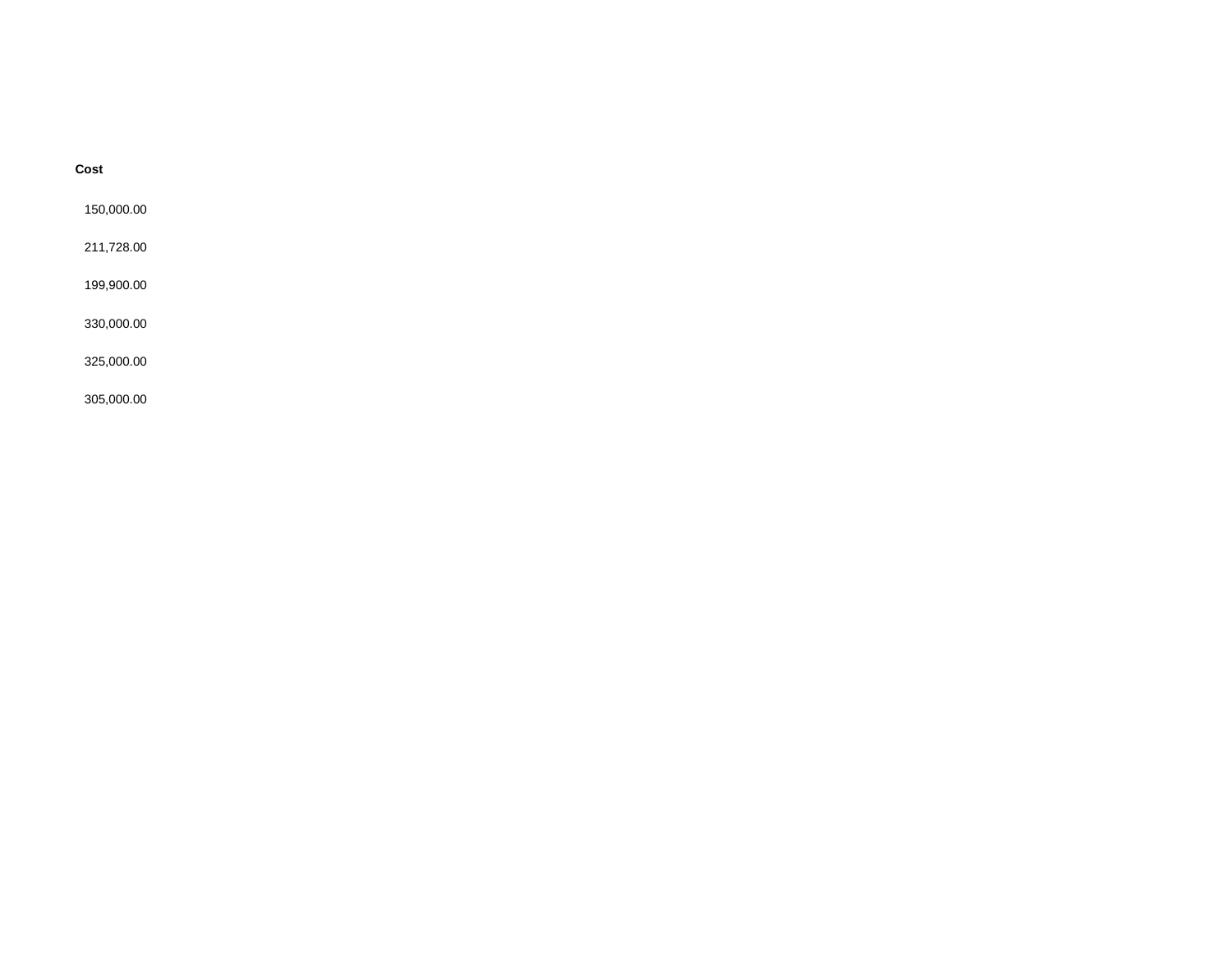| Cost |
| --- |
| 150,000.00 |
| 211,728.00 |
| 199,900.00 |
| 330,000.00 |
| 325,000.00 |
| 305,000.00 |